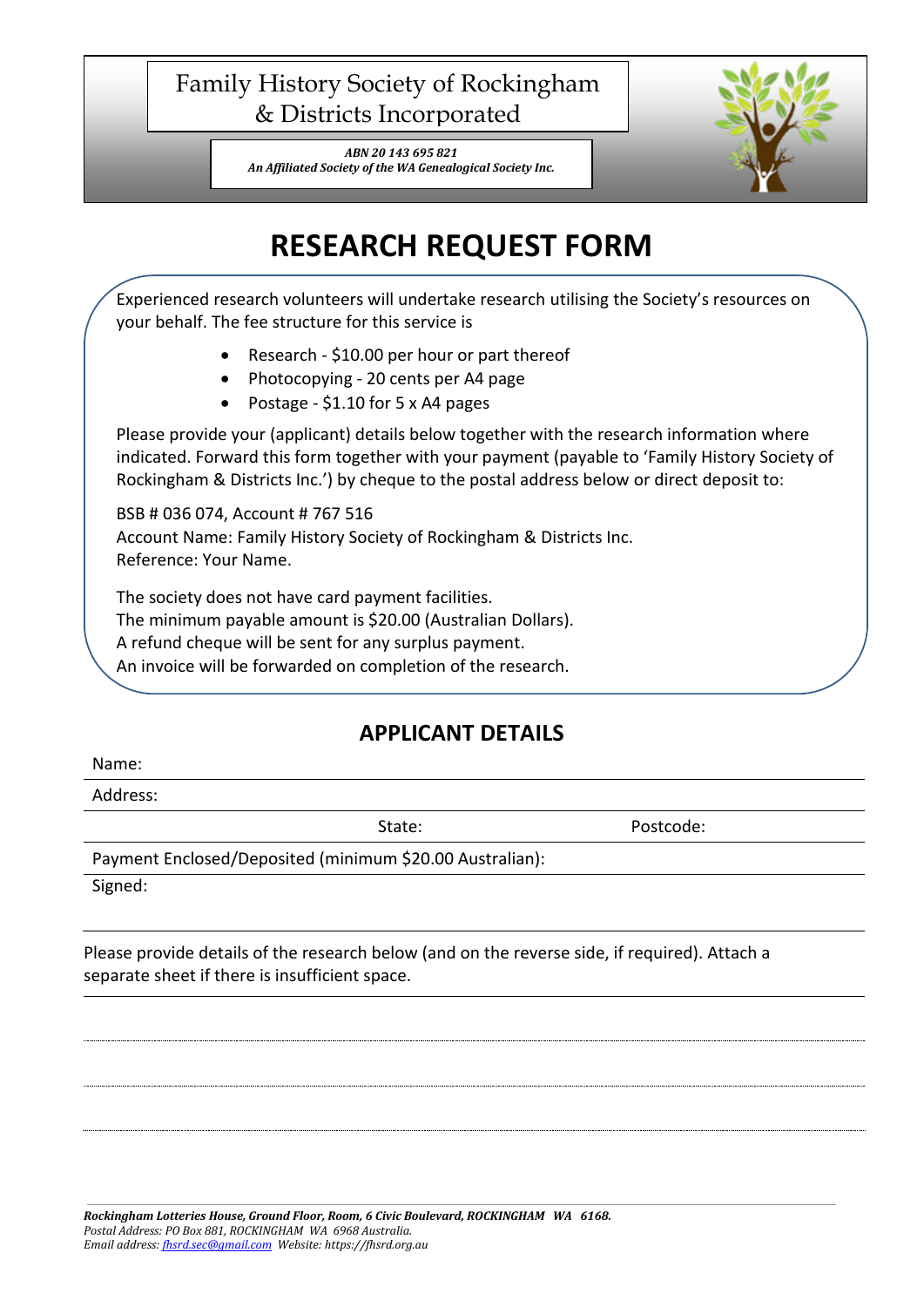# Family History Society of Rockingham & Districts Incorporated

***ABN 20 143 695 821***
***An Affiliated Society of the WA Genealogical Society Inc.***

# RESEARCH REQUEST FORM

Experienced research volunteers will undertake research utilising the Society's resources on your behalf. The fee structure for this service is

- Research - $10.00 per hour or part thereof
- Photocopying - 20 cents per A4 page
- Postage - $1.10 for 5 x A4 pages

Please provide your (applicant) details below together with the research information where indicated. Forward this form together with your payment (payable to 'Family History Society of Rockingham & Districts Inc.') by cheque to the postal address below or direct deposit to:

BSB # 036 074, Account # 767 516
Account Name: Family History Society of Rockingham & Districts Inc.
Reference: Your Name.

The society does not have card payment facilities.
The minimum payable amount is $20.00 (Australian Dollars).
A refund cheque will be sent for any surplus payment.
An invoice will be forwarded on completion of the research.

## APPLICANT DETAILS

Name:

Address:

State: Postcode:

Payment Enclosed/Deposited (minimum $20.00 Australian):

Signed:

Please provide details of the research below (and on the reverse side, if required). Attach a separate sheet if there is insufficient space.

***Rockingham Lotteries House, Ground Floor, Room, 6 Civic Boulevard, ROCKINGHAM WA 6168.***
*Postal Address: PO Box 881, ROCKINGHAM WA 6968 Australia.*
*Email address: fhsrd.sec@gmail.com Website: https://fhsrd.org.au*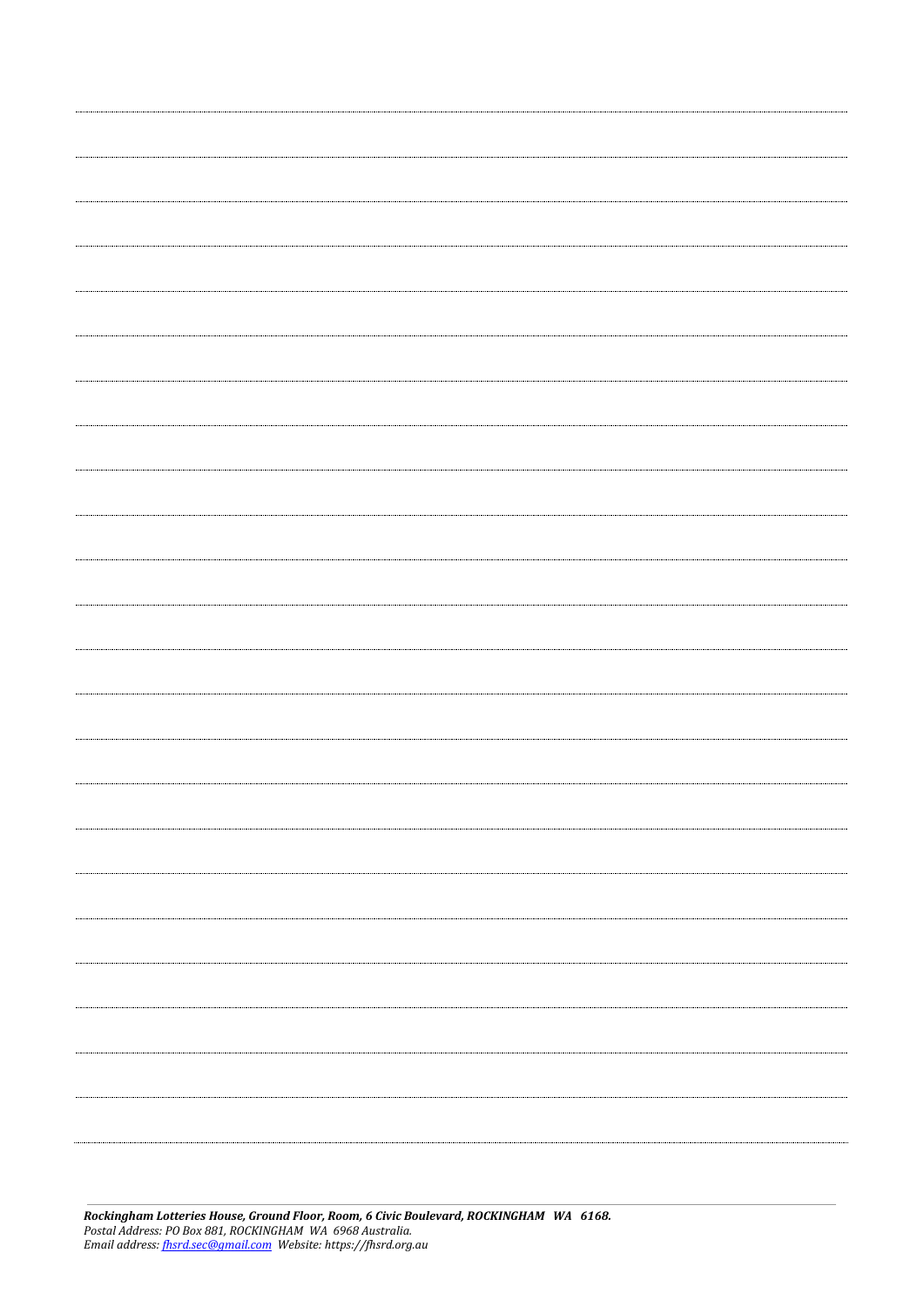***Rockingham Lotteries House, Ground Floor, Room, 6 Civic Boulevard, ROCKINGHAM WA 6168.***
*Postal Address: PO Box 881, ROCKINGHAM WA 6968 Australia.*
*Email address: fhsrd.sec@gmail.com Website: https://fhsrd.org.au*